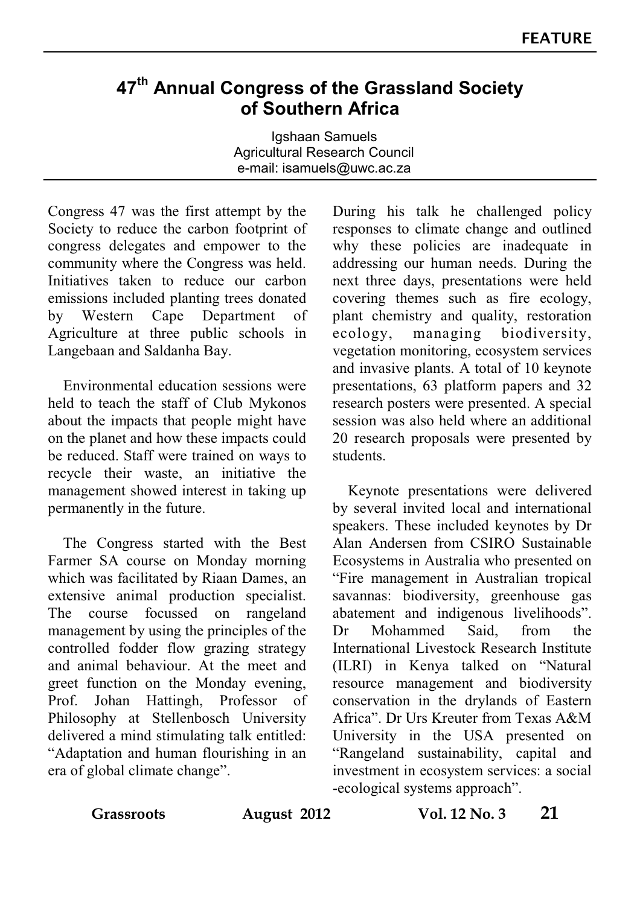FEATURE

# 47th Annual Congress of the Grassland Society of Southern Africa

Igshaan Samuels
Agricultural Research Council
e-mail: isamuels@uwc.ac.za

Congress 47 was the first attempt by the Society to reduce the carbon footprint of congress delegates and empower to the community where the Congress was held. Initiatives taken to reduce our carbon emissions included planting trees donated by Western Cape Department of Agriculture at three public schools in Langebaan and Saldanha Bay.

Environmental education sessions were held to teach the staff of Club Mykonos about the impacts that people might have on the planet and how these impacts could be reduced. Staff were trained on ways to recycle their waste, an initiative the management showed interest in taking up permanently in the future.

The Congress started with the Best Farmer SA course on Monday morning which was facilitated by Riaan Dames, an extensive animal production specialist. The course focussed on rangeland management by using the principles of the controlled fodder flow grazing strategy and animal behaviour. At the meet and greet function on the Monday evening, Prof. Johan Hattingh, Professor of Philosophy at Stellenbosch University delivered a mind stimulating talk entitled: "Adaptation and human flourishing in an era of global climate change".

During his talk he challenged policy responses to climate change and outlined why these policies are inadequate in addressing our human needs. During the next three days, presentations were held covering themes such as fire ecology, plant chemistry and quality, restoration ecology, managing biodiversity, vegetation monitoring, ecosystem services and invasive plants. A total of 10 keynote presentations, 63 platform papers and 32 research posters were presented. A special session was also held where an additional 20 research proposals were presented by students.

Keynote presentations were delivered by several invited local and international speakers. These included keynotes by Dr Alan Andersen from CSIRO Sustainable Ecosystems in Australia who presented on "Fire management in Australian tropical savannas: biodiversity, greenhouse gas abatement and indigenous livelihoods". Dr Mohammed Said, from the International Livestock Research Institute (ILRI) in Kenya talked on "Natural resource management and biodiversity conservation in the drylands of Eastern Africa". Dr Urs Kreuter from Texas A&M University in the USA presented on "Rangeland sustainability, capital and investment in ecosystem services: a social -ecological systems approach".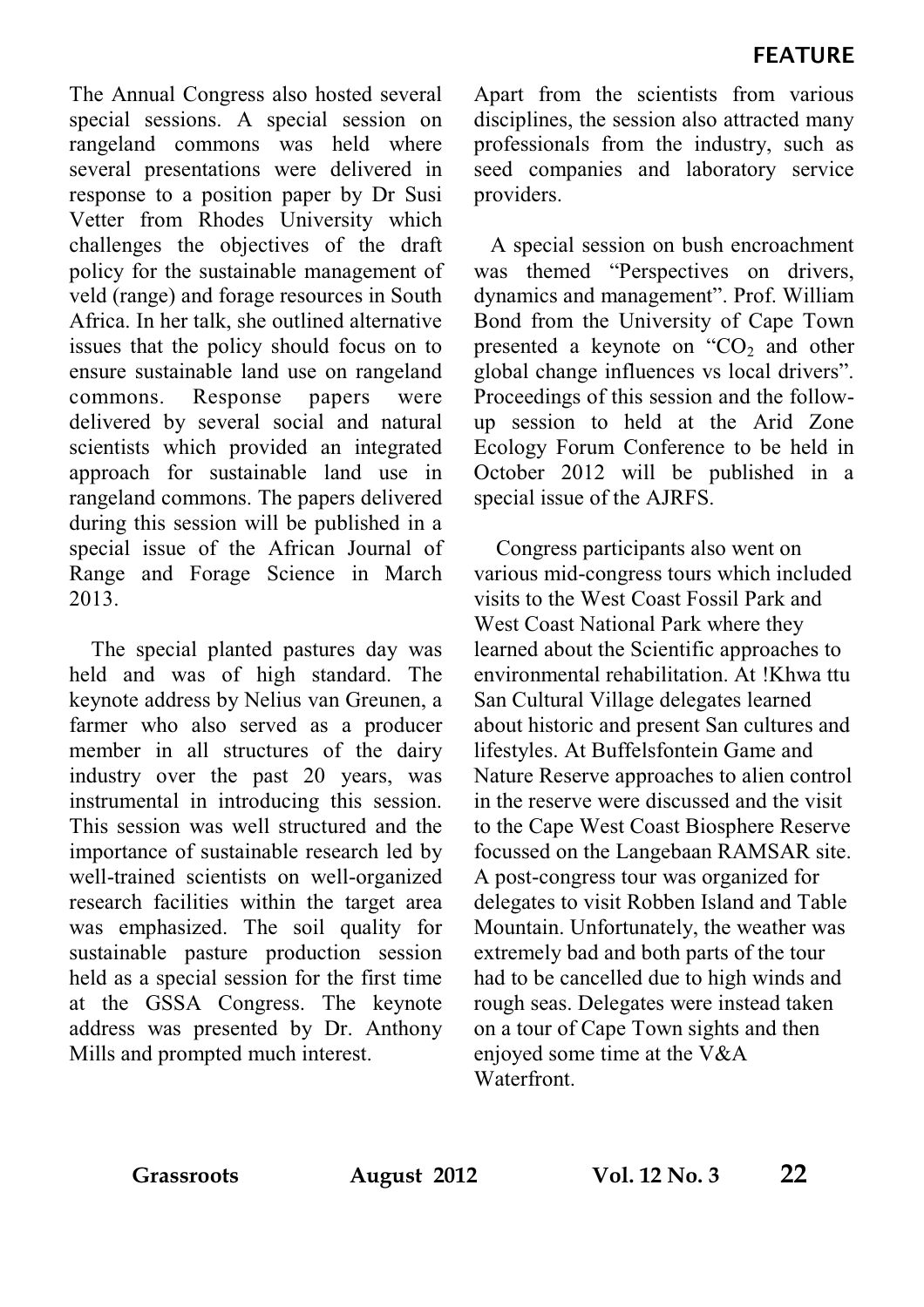The Annual Congress also hosted several special sessions. A special session on rangeland commons was held where several presentations were delivered in response to a position paper by Dr Susi Vetter from Rhodes University which challenges the objectives of the draft policy for the sustainable management of veld (range) and forage resources in South Africa. In her talk, she outlined alternative issues that the policy should focus on to ensure sustainable land use on rangeland commons. Response papers were delivered by several social and natural scientists which provided an integrated approach for sustainable land use in rangeland commons. The papers delivered during this session will be published in a special issue of the African Journal of Range and Forage Science in March 2013.

The special planted pastures day was held and was of high standard. The keynote address by Nelius van Greunen, a farmer who also served as a producer member in all structures of the dairy industry over the past 20 years, was instrumental in introducing this session. This session was well structured and the importance of sustainable research led by well-trained scientists on well-organized research facilities within the target area was emphasized. The soil quality for sustainable pasture production session held as a special session for the first time at the GSSA Congress. The keynote address was presented by Dr. Anthony Mills and prompted much interest.

Apart from the scientists from various disciplines, the session also attracted many professionals from the industry, such as seed companies and laboratory service providers.

A special session on bush encroachment was themed "Perspectives on drivers, dynamics and management". Prof. William Bond from the University of Cape Town presented a keynote on "$CO_2$ and other global change influences vs local drivers". Proceedings of this session and the follow-up session to held at the Arid Zone Ecology Forum Conference to be held in October 2012 will be published in a special issue of the AJRFS.

Congress participants also went on various mid-congress tours which included visits to the West Coast Fossil Park and West Coast National Park where they learned about the Scientific approaches to environmental rehabilitation. At !Khwa ttu San Cultural Village delegates learned about historic and present San cultures and lifestyles. At Buffelsfontein Game and Nature Reserve approaches to alien control in the reserve were discussed and the visit to the Cape West Coast Biosphere Reserve focussed on the Langebaan RAMSAR site. A post-congress tour was organized for delegates to visit Robben Island and Table Mountain. Unfortunately, the weather was extremely bad and both parts of the tour had to be cancelled due to high winds and rough seas. Delegates were instead taken on a tour of Cape Town sights and then enjoyed some time at the V&A Waterfront.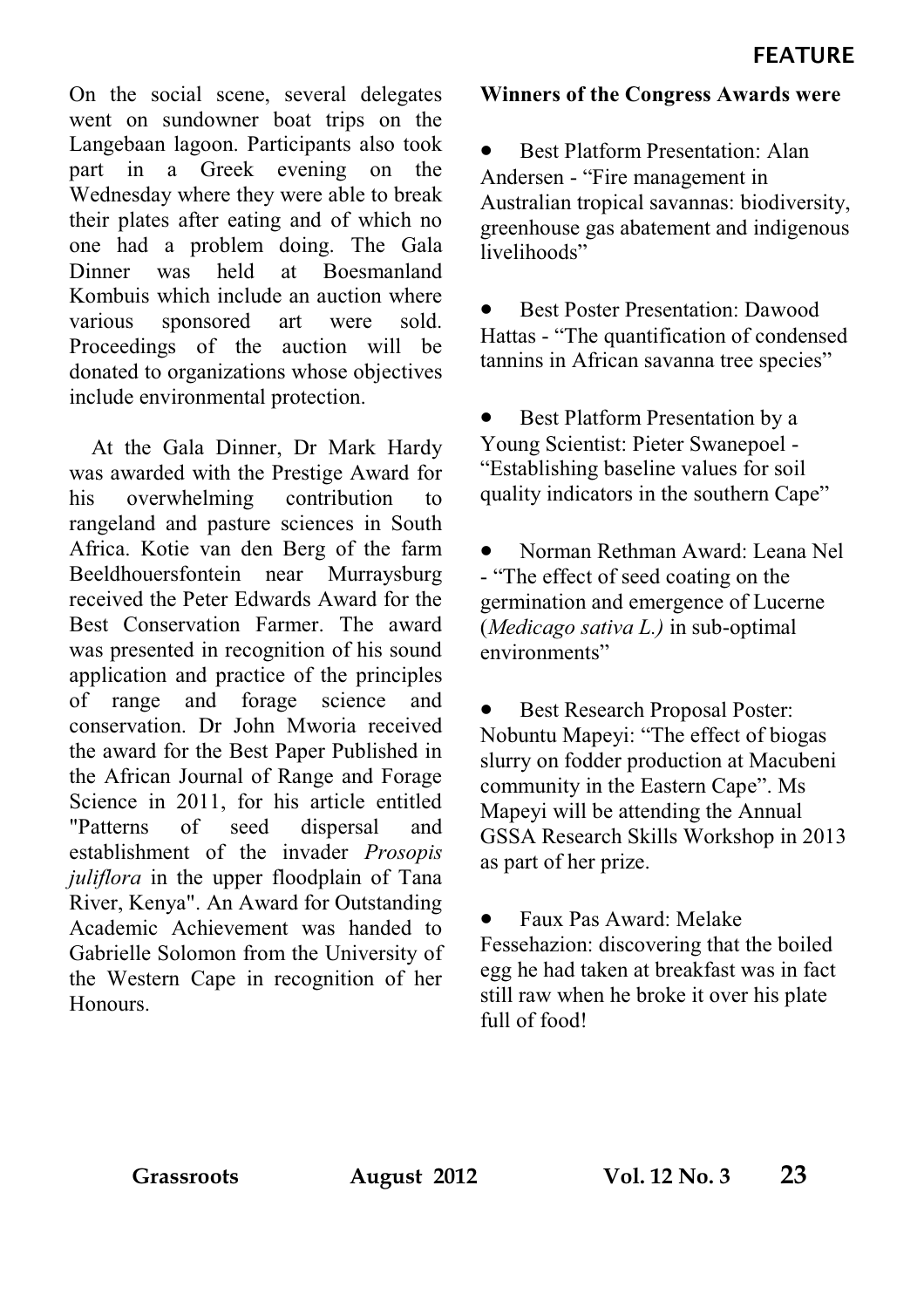On the social scene, several delegates went on sundowner boat trips on the Langebaan lagoon. Participants also took part in a Greek evening on the Wednesday where they were able to break their plates after eating and of which no one had a problem doing. The Gala Dinner was held at Boesmanland Kombuis which include an auction where various sponsored art were sold. Proceedings of the auction will be donated to organizations whose objectives include environmental protection.

At the Gala Dinner, Dr Mark Hardy was awarded with the Prestige Award for his overwhelming contribution to rangeland and pasture sciences in South Africa. Kotie van den Berg of the farm Beeldhouersfontein near Murraysburg received the Peter Edwards Award for the Best Conservation Farmer. The award was presented in recognition of his sound application and practice of the principles of range and forage science and conservation. Dr John Mworia received the award for the Best Paper Published in the African Journal of Range and Forage Science in 2011, for his article entitled "Patterns of seed dispersal and establishment of the invader *Prosopis juliflora* in the upper floodplain of Tana River, Kenya". An Award for Outstanding Academic Achievement was handed to Gabrielle Solomon from the University of the Western Cape in recognition of her Honours.

**Winners of the Congress Awards were**

- Best Platform Presentation: Alan Andersen - "Fire management in Australian tropical savannas: biodiversity, greenhouse gas abatement and indigenous livelihoods"

- Best Poster Presentation: Dawood Hattas - "The quantification of condensed tannins in African savanna tree species"

- Best Platform Presentation by a Young Scientist: Pieter Swanepoel - "Establishing baseline values for soil quality indicators in the southern Cape"

- Norman Rethman Award: Leana Nel - "The effect of seed coating on the germination and emergence of Lucerne (*Medicago sativa L.)* in sub-optimal environments"

- Best Research Proposal Poster: Nobuntu Mapeyi: "The effect of biogas slurry on fodder production at Macubeni community in the Eastern Cape". Ms Mapeyi will be attending the Annual GSSA Research Skills Workshop in 2013 as part of her prize.

- Faux Pas Award: Melake Fessehazion: discovering that the boiled egg he had taken at breakfast was in fact still raw when he broke it over his plate full of food!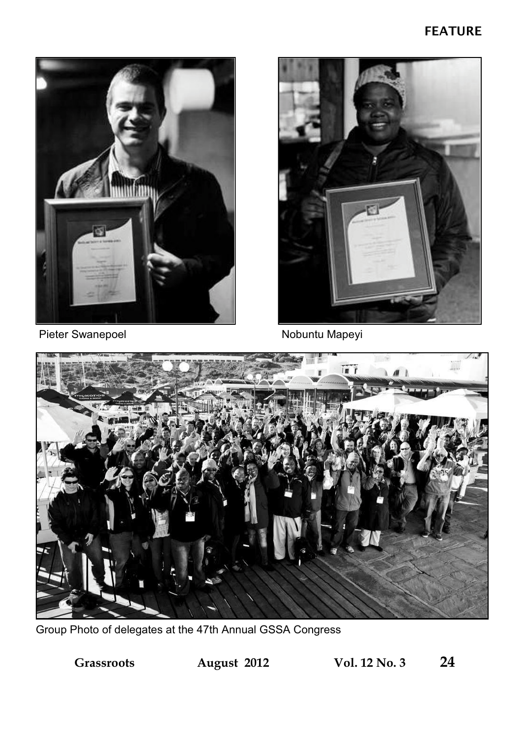Pieter Swanepoel

Nobuntu Mapeyi

Group Photo of delegates at the 47th Annual GSSA Congress